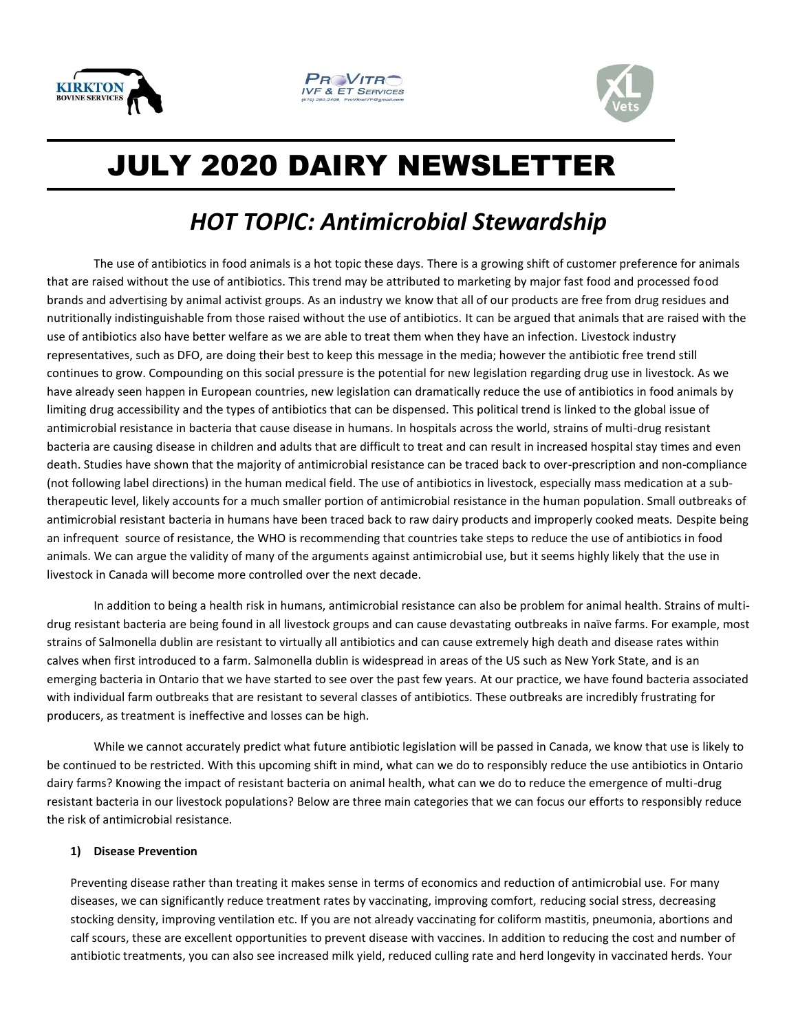# JULY 2020 DAIRY NEWSLETTER

## *HOT TOPIC: Antimicrobial Stewardship*

The use of antibiotics in food animals is a hot topic these days. There is a growing shift of customer preference for animals that are raised without the use of antibiotics. This trend may be attributed to marketing by major fast food and processed food brands and advertising by animal activist groups. As an industry we know that all of our products are free from drug residues and nutritionally indistinguishable from those raised without the use of antibiotics. It can be argued that animals that are raised with the use of antibiotics also have better welfare as we are able to treat them when they have an infection. Livestock industry representatives, such as DFO, are doing their best to keep this message in the media; however the antibiotic free trend still continues to grow. Compounding on this social pressure is the potential for new legislation regarding drug use in livestock. As we have already seen happen in European countries, new legislation can dramatically reduce the use of antibiotics in food animals by limiting drug accessibility and the types of antibiotics that can be dispensed. This political trend is linked to the global issue of antimicrobial resistance in bacteria that cause disease in humans. In hospitals across the world, strains of multi-drug resistant bacteria are causing disease in children and adults that are difficult to treat and can result in increased hospital stay times and even death. Studies have shown that the majority of antimicrobial resistance can be traced back to over-prescription and non-compliance (not following label directions) in the human medical field. The use of antibiotics in livestock, especially mass medication at a sub-therapeutic level, likely accounts for a much smaller portion of antimicrobial resistance in the human population. Small outbreaks of antimicrobial resistant bacteria in humans have been traced back to raw dairy products and improperly cooked meats. Despite being an infrequent source of resistance, the WHO is recommending that countries take steps to reduce the use of antibiotics in food animals. We can argue the validity of many of the arguments against antimicrobial use, but it seems highly likely that the use in livestock in Canada will become more controlled over the next decade.

In addition to being a health risk in humans, antimicrobial resistance can also be problem for animal health. Strains of multi-drug resistant bacteria are being found in all livestock groups and can cause devastating outbreaks in naïve farms. For example, most strains of Salmonella dublin are resistant to virtually all antibiotics and can cause extremely high death and disease rates within calves when first introduced to a farm. Salmonella dublin is widespread in areas of the US such as New York State, and is an emerging bacteria in Ontario that we have started to see over the past few years. At our practice, we have found bacteria associated with individual farm outbreaks that are resistant to several classes of antibiotics. These outbreaks are incredibly frustrating for producers, as treatment is ineffective and losses can be high.

While we cannot accurately predict what future antibiotic legislation will be passed in Canada, we know that use is likely to be continued to be restricted. With this upcoming shift in mind, what can we do to responsibly reduce the use antibiotics in Ontario dairy farms? Knowing the impact of resistant bacteria on animal health, what can we do to reduce the emergence of multi-drug resistant bacteria in our livestock populations? Below are three main categories that we can focus our efforts to responsibly reduce the risk of antimicrobial resistance.

**1) Disease Prevention**

Preventing disease rather than treating it makes sense in terms of economics and reduction of antimicrobial use. For many diseases, we can significantly reduce treatment rates by vaccinating, improving comfort, reducing social stress, decreasing stocking density, improving ventilation etc. If you are not already vaccinating for coliform mastitis, pneumonia, abortions and calf scours, these are excellent opportunities to prevent disease with vaccines. In addition to reducing the cost and number of antibiotic treatments, you can also see increased milk yield, reduced culling rate and herd longevity in vaccinated herds. Your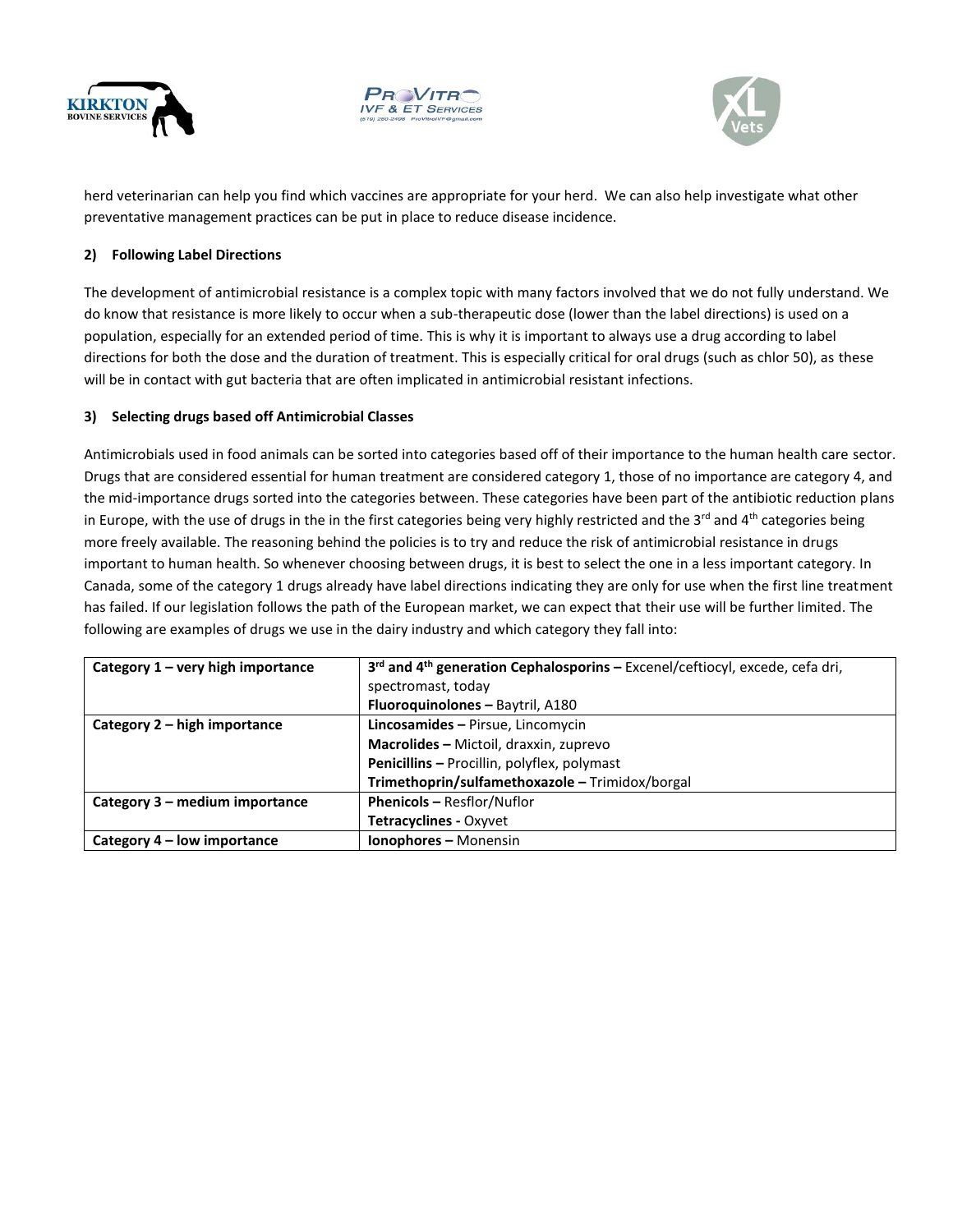herd veterinarian can help you find which vaccines are appropriate for your herd. We can also help investigate what other preventative management practices can be put in place to reduce disease incidence.

**2) Following Label Directions**

The development of antimicrobial resistance is a complex topic with many factors involved that we do not fully understand. We do know that resistance is more likely to occur when a sub-therapeutic dose (lower than the label directions) is used on a population, especially for an extended period of time. This is why it is important to always use a drug according to label directions for both the dose and the duration of treatment. This is especially critical for oral drugs (such as chlor 50), as these will be in contact with gut bacteria that are often implicated in antimicrobial resistant infections.

**3) Selecting drugs based off Antimicrobial Classes**

Antimicrobials used in food animals can be sorted into categories based off of their importance to the human health care sector. Drugs that are considered essential for human treatment are considered category 1, those of no importance are category 4, and the mid-importance drugs sorted into the categories between. These categories have been part of the antibiotic reduction plans in Europe, with the use of drugs in the in the first categories being very highly restricted and the 3rd and 4th categories being more freely available. The reasoning behind the policies is to try and reduce the risk of antimicrobial resistance in drugs important to human health. So whenever choosing between drugs, it is best to select the one in a less important category. In Canada, some of the category 1 drugs already have label directions indicating they are only for use when the first line treatment has failed. If our legislation follows the path of the European market, we can expect that their use will be further limited. The following are examples of drugs we use in the dairy industry and which category they fall into:

| | |
|---|---|
| **Category 1 – very high importance** | **3rd and 4th generation Cephalosporins –** Excenel/ceftiocyl, excede, cefa dri, spectromast, today<br>**Fluoroquinolones –** Baytril, A180 |
| **Category 2 – high importance** | **Lincosamides –** Pirsue, Lincomycin<br>**Macrolides –** Mictoil, draxxin, zuprevo<br>**Penicillins –** Procillin, polyflex, polymast<br>**Trimethoprin/sulfamethoxazole –** Trimidox/borgal |
| **Category 3 – medium importance** | **Phenicols –** Resflor/Nuflor<br>**Tetracyclines -** Oxyvet |
| **Category 4 – low importance** | **Ionophores –** Monensin |